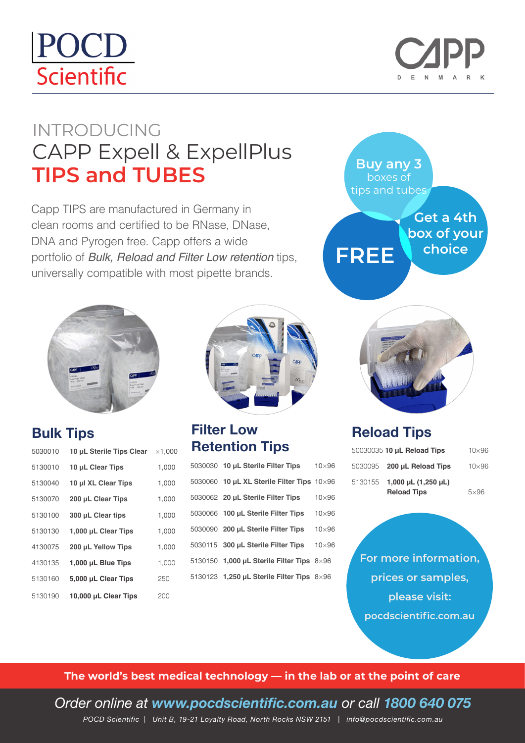POCD Scientific

CAPP DENMARK

# INTRODUCING CAPP Expell & ExpellPlus TIPS and TUBES

Capp TIPS are manufactured in Germany in clean rooms and certified to be RNase, DNase, DNA and Pyrogen free. Capp offers a wide portfolio of *Bulk, Reload and Filter Low retention* tips, universally compatible with most pipette brands.

**Buy any 3** boxes of tips and tubes

**Get a 4th box of your choice**

**FREE**

## Bulk Tips

| | | |
|---|---|---|
| 5030010 | **10 µL Sterile Tips Clear** | ×1,000 |
| 5130010 | **10 µL Clear Tips** | 1,000 |
| 5130040 | **10 µl XL Clear Tips** | 1,000 |
| 5130070 | **200 µL Clear Tips** | 1,000 |
| 5130100 | **300 µL Clear tips** | 1,000 |
| 5130130 | **1,000 µL Clear Tips** | 1,000 |
| 4130075 | **200 µL Yellow Tips** | 1,000 |
| 4130135 | **1,000 µL Blue Tips** | 1,000 |
| 5130160 | **5,000 µL Clear Tips** | 250 |
| 5130190 | **10,000 µL Clear Tips** | 200 |

## Filter Low Retention Tips

| | | |
|---|---|---|
| 5030030 | **10 µL Sterile Filter Tips** | 10×96 |
| 5030060 | **10 µL XL Sterile Filter Tips** | 10×96 |
| 5030062 | **20 µL Sterile Filter Tips** | 10×96 |
| 5030066 | **100 µL Sterile Filter Tips** | 10×96 |
| 5030090 | **200 µL Sterile Filter Tips** | 10×96 |
| 5030115 | **300 µL Sterile Filter Tips** | 10×96 |
| 5130150 | **1,000 µL Sterile Filter Tips** | 8×96 |
| 5130123 | **1,250 µL Sterile Filter Tips** | 8×96 |

## Reload Tips

| | | |
|---|---|---|
| 50030035 | **10 µL Reload Tips** | 10×96 |
| 5030095 | **200 µL Reload Tips** | 10×96 |
| 5130155 | **1,000 µL (1,250 µL) Reload Tips** | 5×96 |

**For more information, prices or samples, please visit: pocdscientific.com.au**

**The world's best medical technology — in the lab or at the point of care**

*Order online at* ***www.pocdscientific.com.au*** *or call* ***1800 640 075***

*POCD Scientific | Unit B, 19-21 Loyalty Road, North Rocks NSW 2151 | info@pocdscientific.com.au*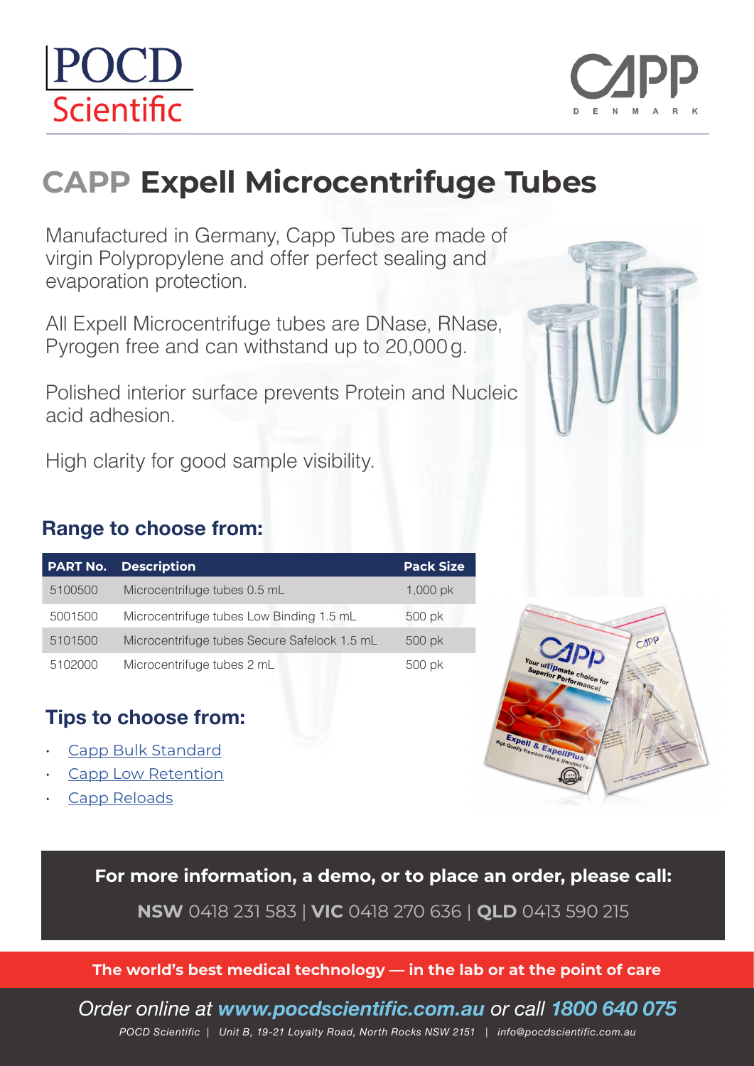POCD Scientific

CAPP DENMARK

# CAPP Expell Microcentrifuge Tubes

Manufactured in Germany, Capp Tubes are made of virgin Polypropylene and offer perfect sealing and evaporation protection.

All Expell Microcentrifuge tubes are DNase, RNase, Pyrogen free and can withstand up to 20,000 g.

Polished interior surface prevents Protein and Nucleic acid adhesion.

High clarity for good sample visibility.

## Range to choose from:

| PART No. | Description | Pack Size |
|---|---|---|
| 5100500 | Microcentrifuge tubes 0.5 mL | 1,000 pk |
| 5001500 | Microcentrifuge tubes Low Binding 1.5 mL | 500 pk |
| 5101500 | Microcentrifuge tubes Secure Safelock 1.5 mL | 500 pk |
| 5102000 | Microcentrifuge tubes 2 mL | 500 pk |

## Tips to choose from:

- Capp Bulk Standard
- Capp Low Retention
- Capp Reloads

**For more information, a demo, or to place an order, please call:**

**NSW** 0418 231 583 | **VIC** 0418 270 636 | **QLD** 0413 590 215

**The world's best medical technology — in the lab or at the point of care**

*Order online at **www.pocdscientific.com.au** or call **1800 640 075***

*POCD Scientific | Unit B, 19-21 Loyalty Road, North Rocks NSW 2151 | info@pocdscientific.com.au*